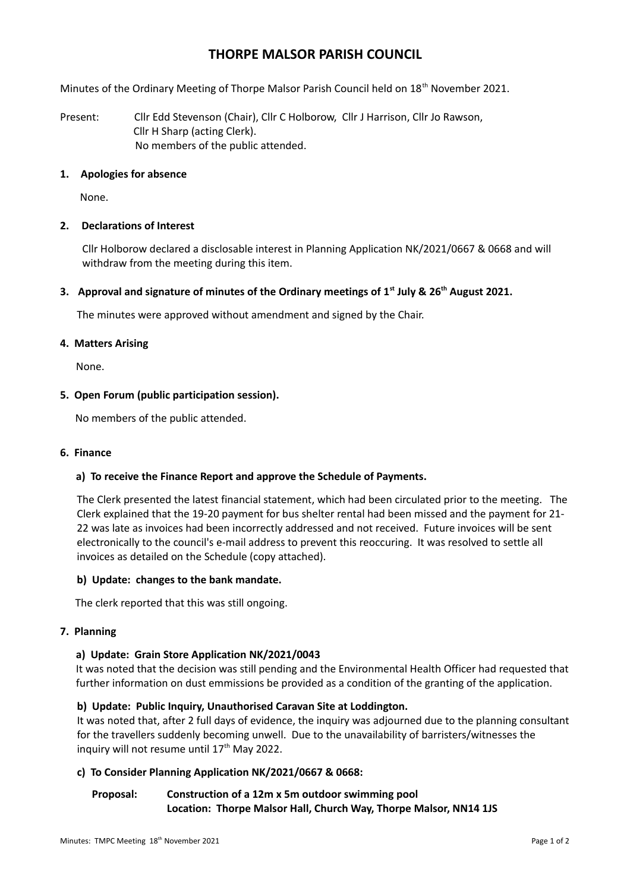# THORPE MALSOR PARISH COUNCIL

Minutes of the Ordinary Meeting of Thorpe Malsor Parish Council held on 18th November 2021.

Present: Cllr Edd Stevenson (Chair), Cllr C Holborow, Cllr J Harrison, Cllr Jo Rawson, Cllr H Sharp (acting Clerk).
No members of the public attended.

## 1. Apologies for absence

None.

## 2. Declarations of Interest

Cllr Holborow declared a disclosable interest in Planning Application NK/2021/0667 & 0668 and will withdraw from the meeting during this item.

## 3. Approval and signature of minutes of the Ordinary meetings of 1st July & 26th August 2021.

The minutes were approved without amendment and signed by the Chair.

## 4. Matters Arising

None.

## 5. Open Forum (public participation session).

No members of the public attended.

## 6. Finance

### a) To receive the Finance Report and approve the Schedule of Payments.

The Clerk presented the latest financial statement, which had been circulated prior to the meeting. The Clerk explained that the 19-20 payment for bus shelter rental had been missed and the payment for 21-22 was late as invoices had been incorrectly addressed and not received. Future invoices will be sent electronically to the council's e-mail address to prevent this reoccuring. It was resolved to settle all invoices as detailed on the Schedule (copy attached).

### b) Update: changes to the bank mandate.

The clerk reported that this was still ongoing.

## 7. Planning

### a) Update: Grain Store Application NK/2021/0043

It was noted that the decision was still pending and the Environmental Health Officer had requested that further information on dust emmissions be provided as a condition of the granting of the application.

### b) Update: Public Inquiry, Unauthorised Caravan Site at Loddington.

It was noted that, after 2 full days of evidence, the inquiry was adjourned due to the planning consultant for the travellers suddenly becoming unwell. Due to the unavailability of barristers/witnesses the inquiry will not resume until 17th May 2022.

### c) To Consider Planning Application NK/2021/0667 & 0668:

**Proposal: Construction of a 12m x 5m outdoor swimming pool**
**Location: Thorpe Malsor Hall, Church Way, Thorpe Malsor, NN14 1JS**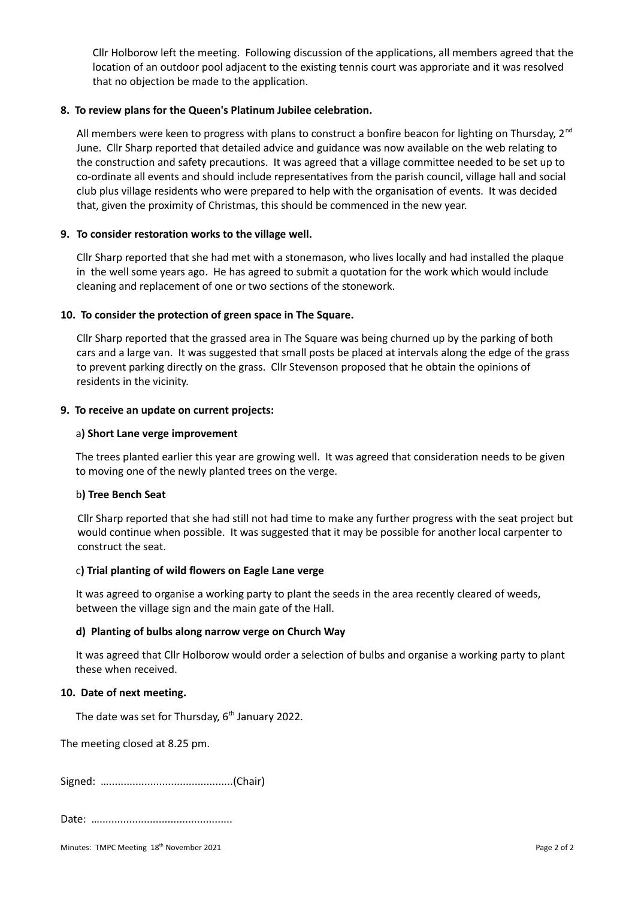Cllr Holborow left the meeting. Following discussion of the applications, all members agreed that the location of an outdoor pool adjacent to the existing tennis court was approriate and it was resolved that no objection be made to the application.

**8. To review plans for the Queen's Platinum Jubilee celebration.**

All members were keen to progress with plans to construct a bonfire beacon for lighting on Thursday, 2nd June. Cllr Sharp reported that detailed advice and guidance was now available on the web relating to the construction and safety precautions. It was agreed that a village committee needed to be set up to co-ordinate all events and should include representatives from the parish council, village hall and social club plus village residents who were prepared to help with the organisation of events. It was decided that, given the proximity of Christmas, this should be commenced in the new year.

**9. To consider restoration works to the village well.**

Cllr Sharp reported that she had met with a stonemason, who lives locally and had installed the plaque in the well some years ago. He has agreed to submit a quotation for the work which would include cleaning and replacement of one or two sections of the stonework.

**10. To consider the protection of green space in The Square.**

Cllr Sharp reported that the grassed area in The Square was being churned up by the parking of both cars and a large van. It was suggested that small posts be placed at intervals along the edge of the grass to prevent parking directly on the grass. Cllr Stevenson proposed that he obtain the opinions of residents in the vicinity.

**9. To receive an update on current projects:**

a**) Short Lane verge improvement**

The trees planted earlier this year are growing well. It was agreed that consideration needs to be given to moving one of the newly planted trees on the verge.

b**) Tree Bench Seat**

Cllr Sharp reported that she had still not had time to make any further progress with the seat project but would continue when possible. It was suggested that it may be possible for another local carpenter to construct the seat.

c**) Trial planting of wild flowers on Eagle Lane verge**

It was agreed to organise a working party to plant the seeds in the area recently cleared of weeds, between the village sign and the main gate of the Hall.

**d) Planting of bulbs along narrow verge on Church Way**

It was agreed that Cllr Holborow would order a selection of bulbs and organise a working party to plant these when received.

**10. Date of next meeting.**

The date was set for Thursday, 6th January 2022.

The meeting closed at 8.25 pm.

Signed: …..........................................(Chair)

Date: …............................................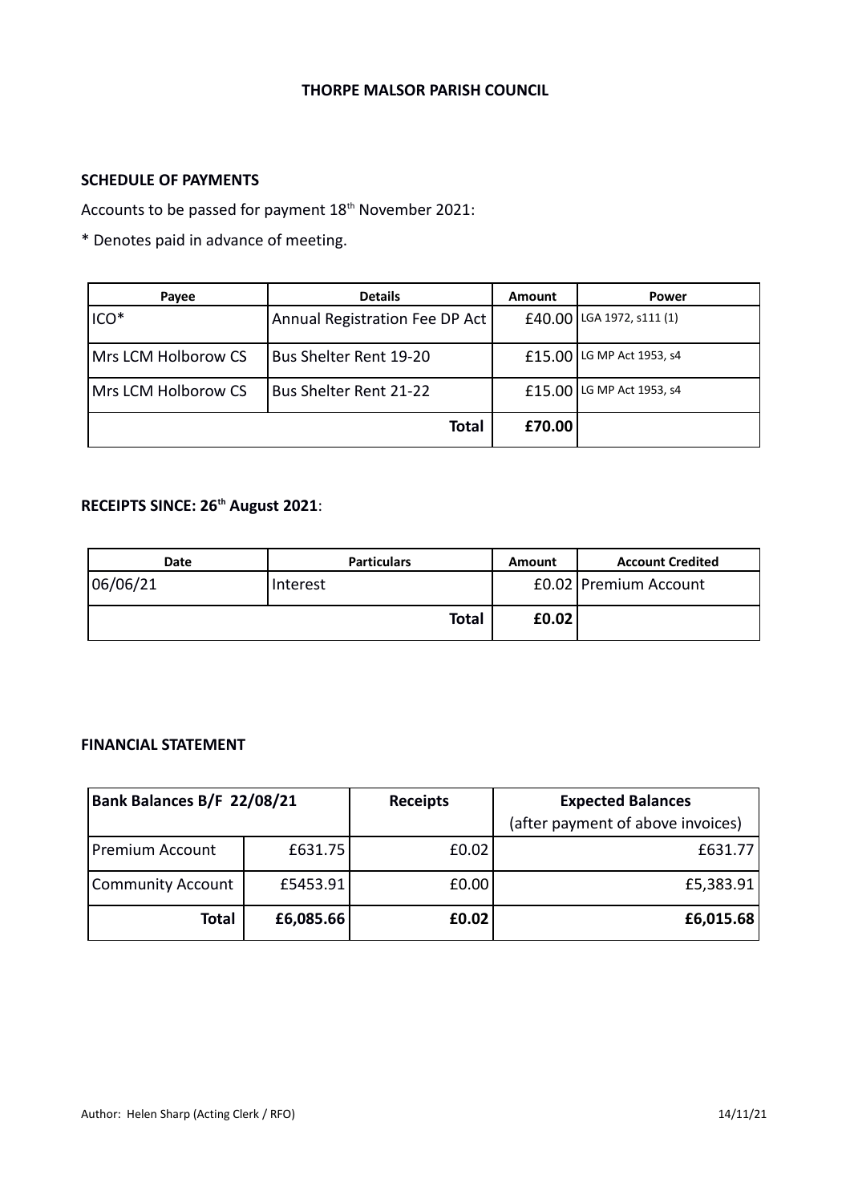**THORPE MALSOR PARISH COUNCIL**

**SCHEDULE OF PAYMENTS**

Accounts to be passed for payment 18th November 2021:

* Denotes paid in advance of meeting.

| Payee | Details | Amount | Power |
|---|---|---|---|
| ICO* | Annual Registration Fee DP Act | £40.00 | LGA 1972, s111 (1) |
| Mrs LCM Holborow CS | Bus Shelter Rent 19-20 | £15.00 | LG MP Act 1953, s4 |
| Mrs LCM Holborow CS | Bus Shelter Rent 21-22 | £15.00 | LG MP Act 1953, s4 |
| | **Total** | **£70.00** | |

**RECEIPTS SINCE: 26th August 2021**:

| Date | Particulars | Amount | Account Credited |
|---|---|---|---|
| 06/06/21 | Interest | £0.02 | Premium Account |
| | **Total** | **£0.02** | |

**FINANCIAL STATEMENT**

| Bank Balances B/F 22/08/21 | | Receipts | Expected Balances (after payment of above invoices) |
|---|---|---|---|
| Premium Account | £631.75 | £0.02 | £631.77 |
| Community Account | £5453.91 | £0.00 | £5,383.91 |
| **Total** | **£6,085.66** | **£0.02** | **£6,015.68** |

Author: Helen Sharp (Acting Clerk / RFO) 14/11/21